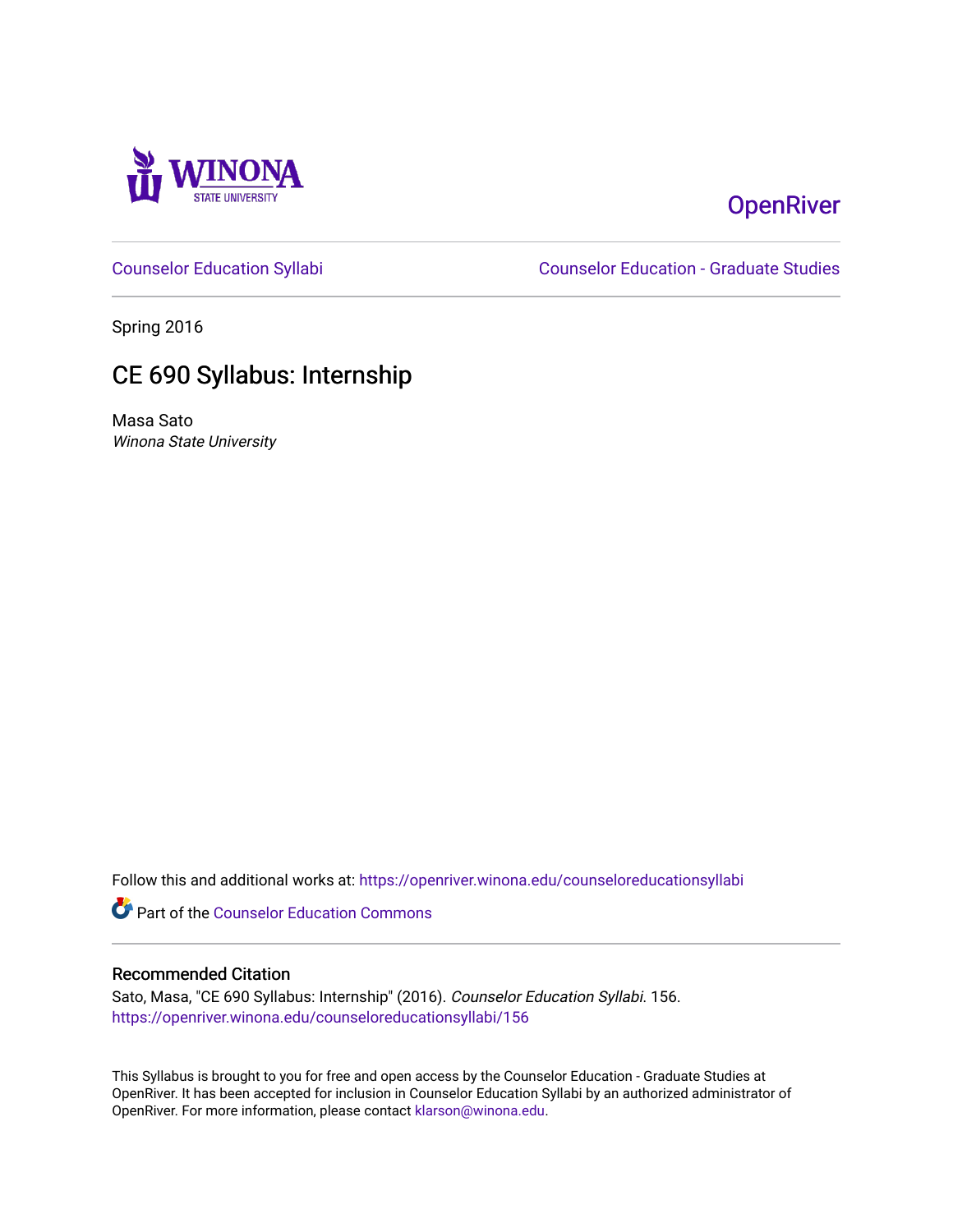Winona State University

OpenRiver

Counselor Education Syllabi

Counselor Education - Graduate Studies

Spring 2016

# CE 690 Syllabus: Internship

Masa Sato
*Winona State University*

Follow this and additional works at: https://openriver.winona.edu/counseloreducationsyllabi

Part of the Counselor Education Commons

## Recommended Citation

Sato, Masa, "CE 690 Syllabus: Internship" (2016). *Counselor Education Syllabi*. 156.
https://openriver.winona.edu/counseloreducationsyllabi/156

This Syllabus is brought to you for free and open access by the Counselor Education - Graduate Studies at OpenRiver. It has been accepted for inclusion in Counselor Education Syllabi by an authorized administrator of OpenRiver. For more information, please contact klarson@winona.edu.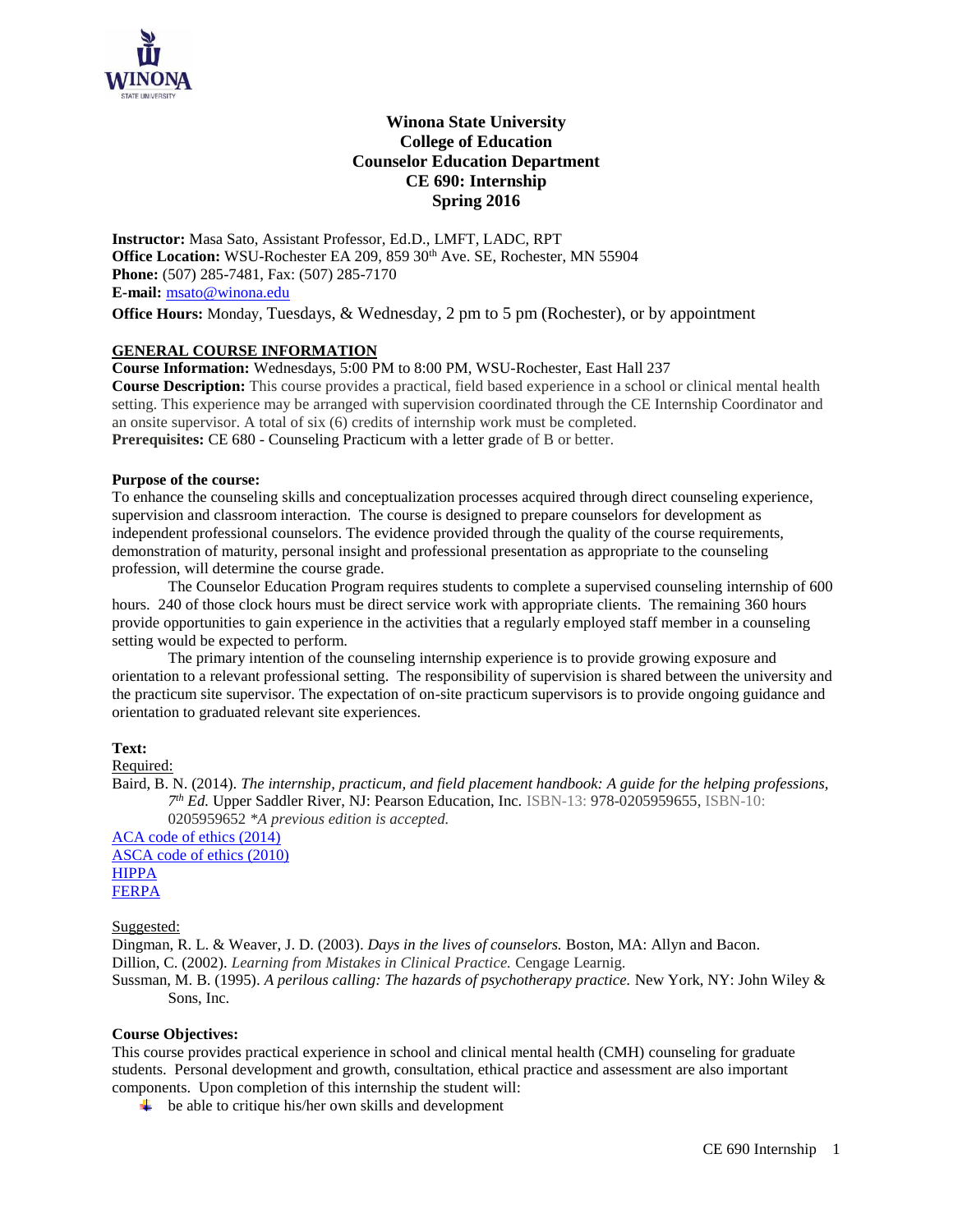# Winona State University
## College of Education
## Counselor Education Department
## CE 690: Internship
## Spring 2016

**Instructor:** Masa Sato, Assistant Professor, Ed.D., LMFT, LADC, RPT
**Office Location:** WSU-Rochester EA 209, 859 30th Ave. SE, Rochester, MN 55904
**Phone:** (507) 285-7481, Fax: (507) 285-7170
**E-mail:** msato@winona.edu
**Office Hours:** Monday, Tuesdays, & Wednesday, 2 pm to 5 pm (Rochester), or by appointment

### GENERAL COURSE INFORMATION

**Course Information:** Wednesdays, 5:00 PM to 8:00 PM, WSU-Rochester, East Hall 237
**Course Description:** This course provides a practical, field based experience in a school or clinical mental health setting. This experience may be arranged with supervision coordinated through the CE Internship Coordinator and an onsite supervisor. A total of six (6) credits of internship work must be completed.
**Prerequisites:** CE 680 - Counseling Practicum with a letter grade of B or better.

**Purpose of the course:**
To enhance the counseling skills and conceptualization processes acquired through direct counseling experience, supervision and classroom interaction. The course is designed to prepare counselors for development as independent professional counselors. The evidence provided through the quality of the course requirements, demonstration of maturity, personal insight and professional presentation as appropriate to the counseling profession, will determine the course grade.

The Counselor Education Program requires students to complete a supervised counseling internship of 600 hours. 240 of those clock hours must be direct service work with appropriate clients. The remaining 360 hours provide opportunities to gain experience in the activities that a regularly employed staff member in a counseling setting would be expected to perform.

The primary intention of the counseling internship experience is to provide growing exposure and orientation to a relevant professional setting. The responsibility of supervision is shared between the university and the practicum site supervisor. The expectation of on-site practicum supervisors is to provide ongoing guidance and orientation to graduated relevant site experiences.

**Text:**
Required:
Baird, B. N. (2014). *The internship, practicum, and field placement handbook: A guide for the helping professions, 7th Ed.* Upper Saddler River, NJ: Pearson Education, Inc. ISBN-13: 978-0205959655, ISBN-10: 0205959652 *\*A previous edition is accepted.*
ACA code of ethics (2014)
ASCA code of ethics (2010)
HIPPA
FERPA

Suggested:
Dingman, R. L. & Weaver, J. D. (2003). *Days in the lives of counselors.* Boston, MA: Allyn and Bacon.
Dillion, C. (2002). *Learning from Mistakes in Clinical Practice.* Cengage Learnig.
Sussman, M. B. (1995). *A perilous calling: The hazards of psychotherapy practice.* New York, NY: John Wiley & Sons, Inc.

**Course Objectives:**
This course provides practical experience in school and clinical mental health (CMH) counseling for graduate students. Personal development and growth, consultation, ethical practice and assessment are also important components. Upon completion of this internship the student will:

- be able to critique his/her own skills and development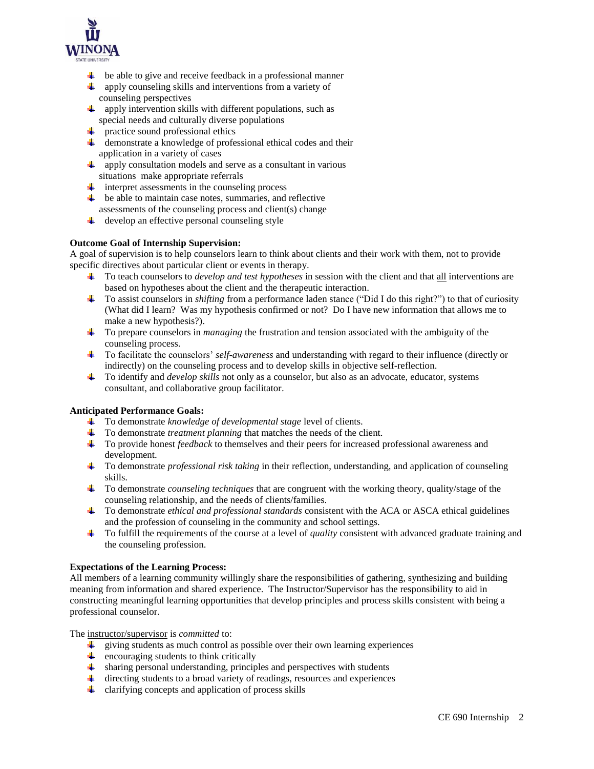- be able to give and receive feedback in a professional manner
- apply counseling skills and interventions from a variety of counseling perspectives
- apply intervention skills with different populations, such as special needs and culturally diverse populations
- practice sound professional ethics
- demonstrate a knowledge of professional ethical codes and their application in a variety of cases
- apply consultation models and serve as a consultant in various situations make appropriate referrals
- interpret assessments in the counseling process
- be able to maintain case notes, summaries, and reflective assessments of the counseling process and client(s) change
- develop an effective personal counseling style

**Outcome Goal of Internship Supervision:**

A goal of supervision is to help counselors learn to think about clients and their work with them, not to provide specific directives about particular client or events in therapy.

- To teach counselors to *develop and test hypotheses* in session with the client and that <u>all</u> interventions are based on hypotheses about the client and the therapeutic interaction.
- To assist counselors in *shifting* from a performance laden stance ("Did I do this right?") to that of curiosity (What did I learn? Was my hypothesis confirmed or not? Do I have new information that allows me to make a new hypothesis?).
- To prepare counselors in *managing* the frustration and tension associated with the ambiguity of the counseling process.
- To facilitate the counselors' *self-awareness* and understanding with regard to their influence (directly or indirectly) on the counseling process and to develop skills in objective self-reflection.
- To identify and *develop skills* not only as a counselor, but also as an advocate, educator, systems consultant, and collaborative group facilitator.

**Anticipated Performance Goals:**

- To demonstrate *knowledge of developmental stage* level of clients.
- To demonstrate *treatment planning* that matches the needs of the client.
- To provide honest *feedback* to themselves and their peers for increased professional awareness and development.
- To demonstrate *professional risk taking* in their reflection, understanding, and application of counseling skills.
- To demonstrate *counseling techniques* that are congruent with the working theory, quality/stage of the counseling relationship, and the needs of clients/families.
- To demonstrate *ethical and professional standards* consistent with the ACA or ASCA ethical guidelines and the profession of counseling in the community and school settings.
- To fulfill the requirements of the course at a level of *quality* consistent with advanced graduate training and the counseling profession.

**Expectations of the Learning Process:**

All members of a learning community willingly share the responsibilities of gathering, synthesizing and building meaning from information and shared experience. The Instructor/Supervisor has the responsibility to aid in constructing meaningful learning opportunities that develop principles and process skills consistent with being a professional counselor.

The <u>instructor/supervisor</u> is *committed* to:

- giving students as much control as possible over their own learning experiences
- encouraging students to think critically
- sharing personal understanding, principles and perspectives with students
- directing students to a broad variety of readings, resources and experiences
- clarifying concepts and application of process skills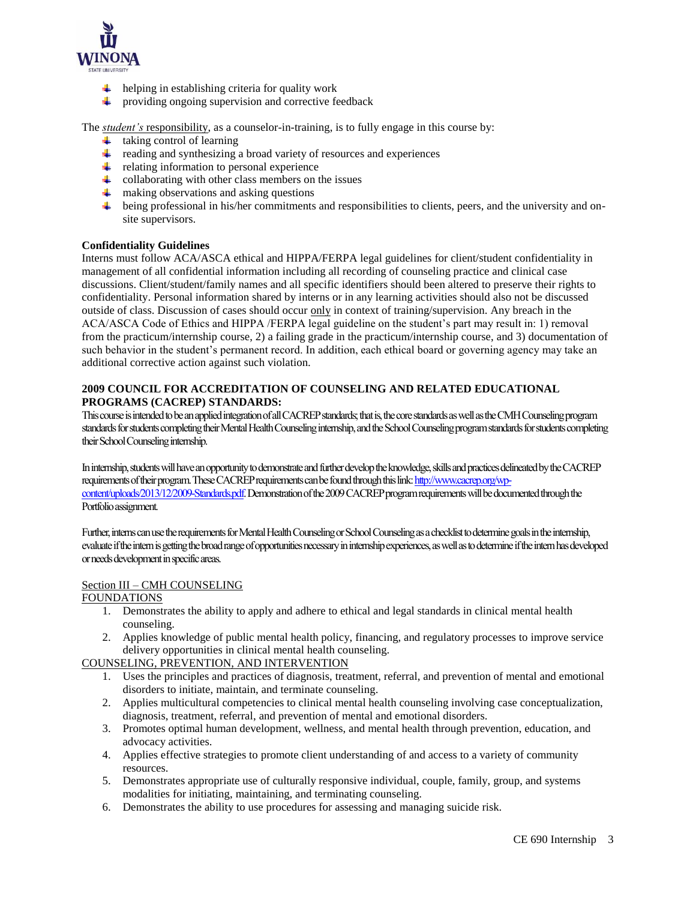- helping in establishing criteria for quality work
- providing ongoing supervision and corrective feedback

The *student's* responsibility, as a counselor-in-training, is to fully engage in this course by:

- taking control of learning
- reading and synthesizing a broad variety of resources and experiences
- relating information to personal experience
- collaborating with other class members on the issues
- making observations and asking questions
- being professional in his/her commitments and responsibilities to clients, peers, and the university and on-site supervisors.

**Confidentiality Guidelines**

Interns must follow ACA/ASCA ethical and HIPPA/FERPA legal guidelines for client/student confidentiality in management of all confidential information including all recording of counseling practice and clinical case discussions. Client/student/family names and all specific identifiers should been altered to preserve their rights to confidentiality. Personal information shared by interns or in any learning activities should also not be discussed outside of class. Discussion of cases should occur only in context of training/supervision. Any breach in the ACA/ASCA Code of Ethics and HIPPA /FERPA legal guideline on the student's part may result in: 1) removal from the practicum/internship course, 2) a failing grade in the practicum/internship course, and 3) documentation of such behavior in the student's permanent record. In addition, each ethical board or governing agency may take an additional corrective action against such violation.

**2009 COUNCIL FOR ACCREDITATION OF COUNSELING AND RELATED EDUCATIONAL PROGRAMS (CACREP) STANDARDS:**

This course is intended to be an applied integration of all CACREP standards; that is, the core standards as well as the CMH Counseling program standards for students completing their Mental Health Counseling internship, and the School Counseling program standards for students completing their School Counseling internship.

In internship, students will have an opportunity to demonstrate and further develop the knowledge, skills and practices delineated by the CACREP requirements of their program. These CACREP requirements can be found through this link: http://www.cacrep.org/wp-content/uploads/2013/12/2009-Standards.pdf. Demonstration of the 2009 CACREP program requirements will be documented through the Portfolio assignment.

Further, interns can use the requirements for Mental Health Counseling or School Counseling as a checklist to determine goals in the internship, evaluate if the intern is getting the broad range of opportunities necessary in internship experiences, as well as to determine if the intern has developed or needs development in specific areas.

Section III – CMH COUNSELING

FOUNDATIONS

1. Demonstrates the ability to apply and adhere to ethical and legal standards in clinical mental health counseling.
2. Applies knowledge of public mental health policy, financing, and regulatory processes to improve service delivery opportunities in clinical mental health counseling.

COUNSELING, PREVENTION, AND INTERVENTION

1. Uses the principles and practices of diagnosis, treatment, referral, and prevention of mental and emotional disorders to initiate, maintain, and terminate counseling.
2. Applies multicultural competencies to clinical mental health counseling involving case conceptualization, diagnosis, treatment, referral, and prevention of mental and emotional disorders.
3. Promotes optimal human development, wellness, and mental health through prevention, education, and advocacy activities.
4. Applies effective strategies to promote client understanding of and access to a variety of community resources.
5. Demonstrates appropriate use of culturally responsive individual, couple, family, group, and systems modalities for initiating, maintaining, and terminating counseling.
6. Demonstrates the ability to use procedures for assessing and managing suicide risk.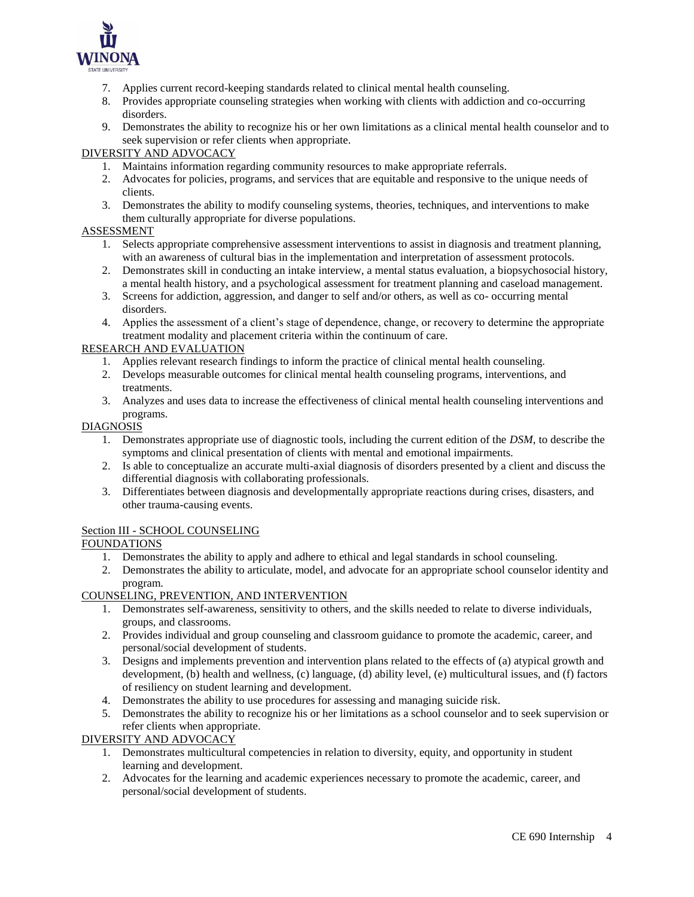7. Applies current record-keeping standards related to clinical mental health counseling.
8. Provides appropriate counseling strategies when working with clients with addiction and co-occurring disorders.
9. Demonstrates the ability to recognize his or her own limitations as a clinical mental health counselor and to seek supervision or refer clients when appropriate.

DIVERSITY AND ADVOCACY

1. Maintains information regarding community resources to make appropriate referrals.
2. Advocates for policies, programs, and services that are equitable and responsive to the unique needs of clients.
3. Demonstrates the ability to modify counseling systems, theories, techniques, and interventions to make them culturally appropriate for diverse populations.

ASSESSMENT

1. Selects appropriate comprehensive assessment interventions to assist in diagnosis and treatment planning, with an awareness of cultural bias in the implementation and interpretation of assessment protocols.
2. Demonstrates skill in conducting an intake interview, a mental status evaluation, a biopsychosocial history, a mental health history, and a psychological assessment for treatment planning and caseload management.
3. Screens for addiction, aggression, and danger to self and/or others, as well as co- occurring mental disorders.
4. Applies the assessment of a client's stage of dependence, change, or recovery to determine the appropriate treatment modality and placement criteria within the continuum of care.

RESEARCH AND EVALUATION

1. Applies relevant research findings to inform the practice of clinical mental health counseling.
2. Develops measurable outcomes for clinical mental health counseling programs, interventions, and treatments.
3. Analyzes and uses data to increase the effectiveness of clinical mental health counseling interventions and programs.

DIAGNOSIS

1. Demonstrates appropriate use of diagnostic tools, including the current edition of the *DSM*, to describe the symptoms and clinical presentation of clients with mental and emotional impairments.
2. Is able to conceptualize an accurate multi-axial diagnosis of disorders presented by a client and discuss the differential diagnosis with collaborating professionals.
3. Differentiates between diagnosis and developmentally appropriate reactions during crises, disasters, and other trauma-causing events.

Section III - SCHOOL COUNSELING

FOUNDATIONS

1. Demonstrates the ability to apply and adhere to ethical and legal standards in school counseling.
2. Demonstrates the ability to articulate, model, and advocate for an appropriate school counselor identity and program.

COUNSELING, PREVENTION, AND INTERVENTION

1. Demonstrates self-awareness, sensitivity to others, and the skills needed to relate to diverse individuals, groups, and classrooms.
2. Provides individual and group counseling and classroom guidance to promote the academic, career, and personal/social development of students.
3. Designs and implements prevention and intervention plans related to the effects of (a) atypical growth and development, (b) health and wellness, (c) language, (d) ability level, (e) multicultural issues, and (f) factors of resiliency on student learning and development.
4. Demonstrates the ability to use procedures for assessing and managing suicide risk.
5. Demonstrates the ability to recognize his or her limitations as a school counselor and to seek supervision or refer clients when appropriate.

DIVERSITY AND ADVOCACY

1. Demonstrates multicultural competencies in relation to diversity, equity, and opportunity in student learning and development.
2. Advocates for the learning and academic experiences necessary to promote the academic, career, and personal/social development of students.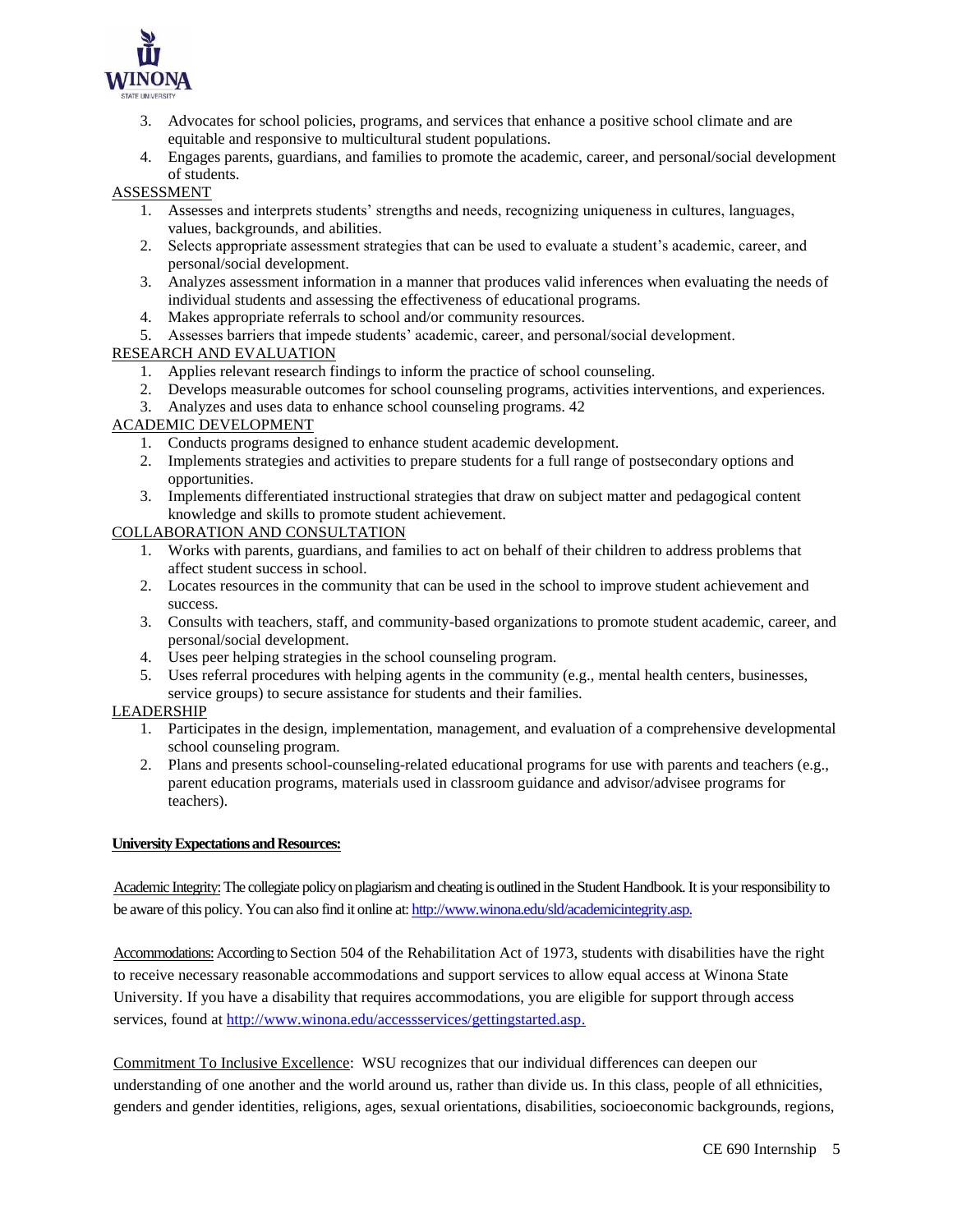3. Advocates for school policies, programs, and services that enhance a positive school climate and are equitable and responsive to multicultural student populations.
4. Engages parents, guardians, and families to promote the academic, career, and personal/social development of students.

ASSESSMENT

1. Assesses and interprets students' strengths and needs, recognizing uniqueness in cultures, languages, values, backgrounds, and abilities.
2. Selects appropriate assessment strategies that can be used to evaluate a student's academic, career, and personal/social development.
3. Analyzes assessment information in a manner that produces valid inferences when evaluating the needs of individual students and assessing the effectiveness of educational programs.
4. Makes appropriate referrals to school and/or community resources.
5. Assesses barriers that impede students' academic, career, and personal/social development.

RESEARCH AND EVALUATION

1. Applies relevant research findings to inform the practice of school counseling.
2. Develops measurable outcomes for school counseling programs, activities interventions, and experiences.
3. Analyzes and uses data to enhance school counseling programs. 42

ACADEMIC DEVELOPMENT

1. Conducts programs designed to enhance student academic development.
2. Implements strategies and activities to prepare students for a full range of postsecondary options and opportunities.
3. Implements differentiated instructional strategies that draw on subject matter and pedagogical content knowledge and skills to promote student achievement.

COLLABORATION AND CONSULTATION

1. Works with parents, guardians, and families to act on behalf of their children to address problems that affect student success in school.
2. Locates resources in the community that can be used in the school to improve student achievement and success.
3. Consults with teachers, staff, and community-based organizations to promote student academic, career, and personal/social development.
4. Uses peer helping strategies in the school counseling program.
5. Uses referral procedures with helping agents in the community (e.g., mental health centers, businesses, service groups) to secure assistance for students and their families.

LEADERSHIP

1. Participates in the design, implementation, management, and evaluation of a comprehensive developmental school counseling program.
2. Plans and presents school-counseling-related educational programs for use with parents and teachers (e.g., parent education programs, materials used in classroom guidance and advisor/advisee programs for teachers).

**University Expectations and Resources:**

Academic Integrity: The collegiate policy on plagiarism and cheating is outlined in the Student Handbook. It is your responsibility to be aware of this policy. You can also find it online at: http://www.winona.edu/sld/academicintegrity.asp.

Accommodations: According to Section 504 of the Rehabilitation Act of 1973, students with disabilities have the right to receive necessary reasonable accommodations and support services to allow equal access at Winona State University. If you have a disability that requires accommodations, you are eligible for support through access services, found at http://www.winona.edu/accessservices/gettingstarted.asp.

Commitment To Inclusive Excellence: WSU recognizes that our individual differences can deepen our understanding of one another and the world around us, rather than divide us. In this class, people of all ethnicities, genders and gender identities, religions, ages, sexual orientations, disabilities, socioeconomic backgrounds, regions,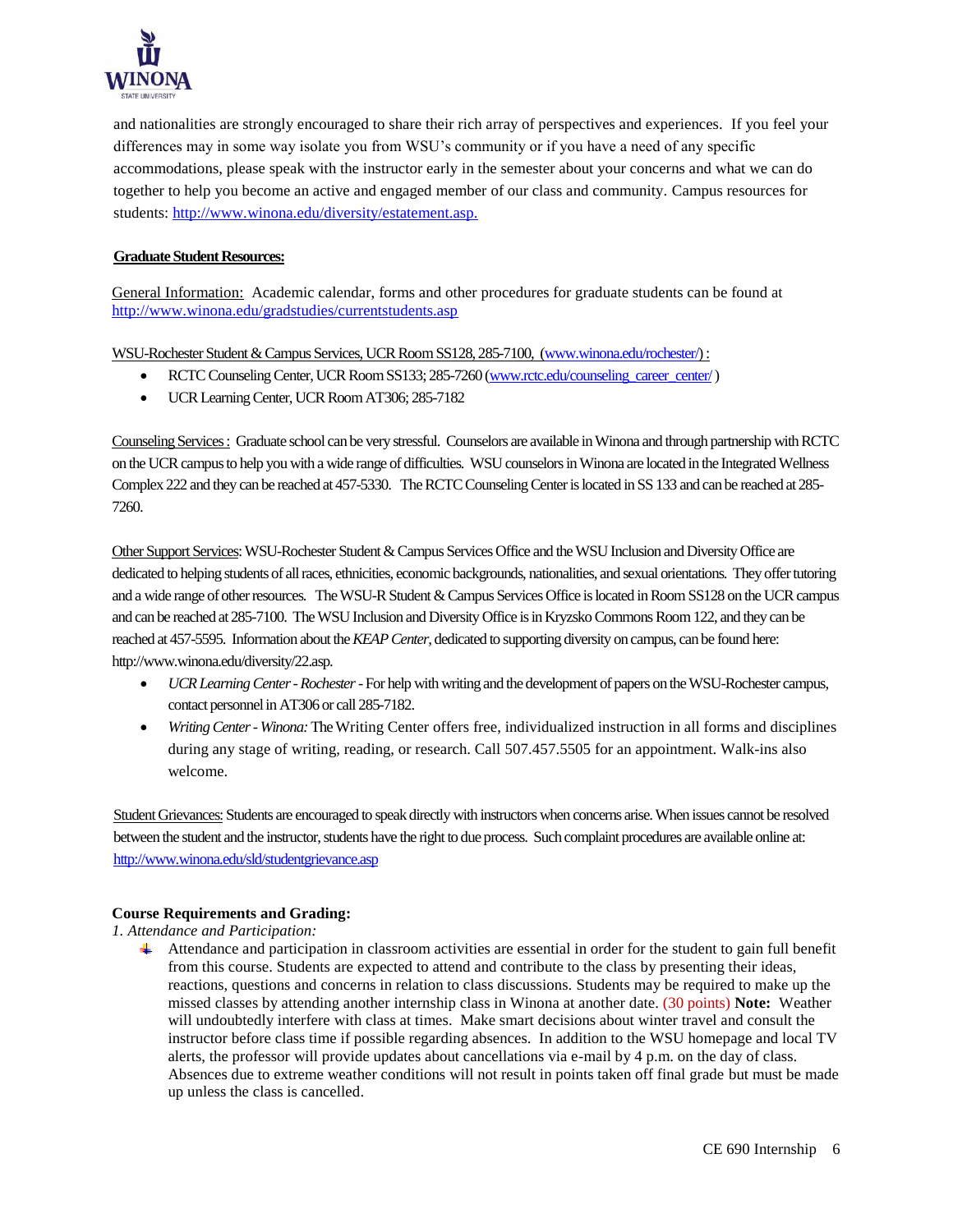and nationalities are strongly encouraged to share their rich array of perspectives and experiences. If you feel your differences may in some way isolate you from WSU's community or if you have a need of any specific accommodations, please speak with the instructor early in the semester about your concerns and what we can do together to help you become an active and engaged member of our class and community. Campus resources for students: [http://www.winona.edu/diversity/estatement.asp.](http://www.winona.edu/diversity/estatement.asp)

**Graduate Student Resources:**

General Information: Academic calendar, forms and other procedures for graduate students can be found at [http://www.winona.edu/gradstudies/currentstudents.asp](http://www.winona.edu/gradstudies/currentstudents.asp)

WSU-Rochester Student & Campus Services, UCR Room SS128, 285-7100, ([www.winona.edu/rochester/](http://www.winona.edu/rochester/)) :

- RCTC Counseling Center, UCR Room SS133; 285-7260 ([www.rctc.edu/counseling_career_center/](http://www.rctc.edu/counseling_career_center/) )
- UCR Learning Center, UCR Room AT306; 285-7182

Counseling Services : Graduate school can be very stressful. Counselors are available in Winona and through partnership with RCTC on the UCR campus to help you with a wide range of difficulties. WSU counselors in Winona are located in the Integrated Wellness Complex 222 and they can be reached at 457-5330. The RCTC Counseling Center is located in SS 133 and can be reached at 285-7260.

Other Support Services: WSU-Rochester Student & Campus Services Office and the WSU Inclusion and Diversity Office are dedicated to helping students of all races, ethnicities, economic backgrounds, nationalities, and sexual orientations. They offer tutoring and a wide range of other resources. The WSU-R Student & Campus Services Office is located in Room SS128 on the UCR campus and can be reached at 285-7100. The WSU Inclusion and Diversity Office is in Kryzsko Commons Room 122, and they can be reached at 457-5595. Information about the *KEAP Center*, dedicated to supporting diversity on campus, can be found here: http://www.winona.edu/diversity/22.asp.

- *UCR Learning Center - Rochester* - For help with writing and the development of papers on the WSU-Rochester campus, contact personnel in AT306 or call 285-7182.
- *Writing Center - Winona:* The Writing Center offers free, individualized instruction in all forms and disciplines during any stage of writing, reading, or research. Call 507.457.5505 for an appointment. Walk-ins also welcome.

Student Grievances: Students are encouraged to speak directly with instructors when concerns arise. When issues cannot be resolved between the student and the instructor, students have the right to due process. Such complaint procedures are available online at: [http://www.winona.edu/sld/studentgrievance.asp](http://www.winona.edu/sld/studentgrievance.asp)

**Course Requirements and Grading:**

*1. Attendance and Participation:*

- Attendance and participation in classroom activities are essential in order for the student to gain full benefit from this course. Students are expected to attend and contribute to the class by presenting their ideas, reactions, questions and concerns in relation to class discussions. Students may be required to make up the missed classes by attending another internship class in Winona at another date. (30 points) **Note:** Weather will undoubtedly interfere with class at times. Make smart decisions about winter travel and consult the instructor before class time if possible regarding absences. In addition to the WSU homepage and local TV alerts, the professor will provide updates about cancellations via e-mail by 4 p.m. on the day of class. Absences due to extreme weather conditions will not result in points taken off final grade but must be made up unless the class is cancelled.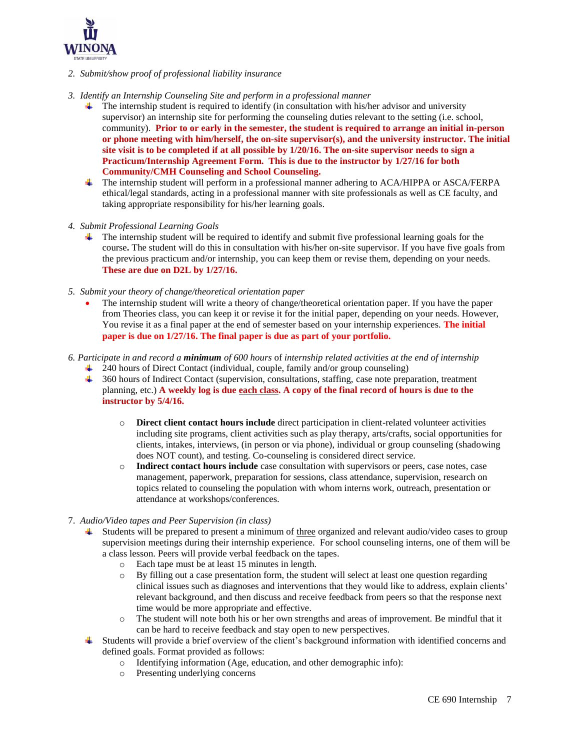2. *Submit/show proof of professional liability insurance*

3. *Identify an Internship Counseling Site and perform in a professional manner*
   - The internship student is required to identify (in consultation with his/her advisor and university supervisor) an internship site for performing the counseling duties relevant to the setting (i.e. school, community). **Prior to or early in the semester, the student is required to arrange an initial in-person or phone meeting with him/herself, the on-site supervisor(s), and the university instructor. The initial site visit is to be completed if at all possible by 1/20/16. The on-site supervisor needs to sign a Practicum/Internship Agreement Form. This is due to the instructor by 1/27/16 for both Community/CMH Counseling and School Counseling.**
   - The internship student will perform in a professional manner adhering to ACA/HIPPA or ASCA/FERPA ethical/legal standards, acting in a professional manner with site professionals as well as CE faculty, and taking appropriate responsibility for his/her learning goals.

4. *Submit Professional Learning Goals*
   - The internship student will be required to identify and submit five professional learning goals for the course**.** The student will do this in consultation with his/her on-site supervisor. If you have five goals from the previous practicum and/or internship, you can keep them or revise them, depending on your needs. **These are due on D2L by 1/27/16.**

5. *Submit your theory of change/theoretical orientation paper*
   - The internship student will write a theory of change/theoretical orientation paper. If you have the paper from Theories class, you can keep it or revise it for the initial paper, depending on your needs. However, You revise it as a final paper at the end of semester based on your internship experiences. **The initial paper is due on 1/27/16. The final paper is due as part of your portfolio.**

6. *Participate in and record a **minimum** of 600 hours* of *internship related activities at the end of internship*
   - 240 hours of Direct Contact (individual, couple, family and/or group counseling)
   - 360 hours of Indirect Contact (supervision, consultations, staffing, case note preparation, treatment planning, etc.) **A weekly log is due <u>each class</u>. A copy of the final record of hours is due to the instructor by 5/4/16.**
     - **Direct client contact hours include** direct participation in client-related volunteer activities including site programs, client activities such as play therapy, arts/crafts, social opportunities for clients, intakes, interviews, (in person or via phone), individual or group counseling (shadowing does NOT count), and testing. Co-counseling is considered direct service.
     - **Indirect contact hours include** case consultation with supervisors or peers, case notes, case management, paperwork, preparation for sessions, class attendance, supervision, research on topics related to counseling the population with whom interns work, outreach, presentation or attendance at workshops/conferences.

7. *Audio/Video tapes and Peer Supervision (in class)*
   - Students will be prepared to present a minimum of <u>three</u> organized and relevant audio/video cases to group supervision meetings during their internship experience. For school counseling interns, one of them will be a class lesson. Peers will provide verbal feedback on the tapes.
     - Each tape must be at least 15 minutes in length.
     - By filling out a case presentation form, the student will select at least one question regarding clinical issues such as diagnoses and interventions that they would like to address, explain clients' relevant background, and then discuss and receive feedback from peers so that the response next time would be more appropriate and effective.
     - The student will note both his or her own strengths and areas of improvement. Be mindful that it can be hard to receive feedback and stay open to new perspectives.
   - Students will provide a brief overview of the client's background information with identified concerns and defined goals. Format provided as follows:
     - Identifying information (Age, education, and other demographic info):
     - Presenting underlying concerns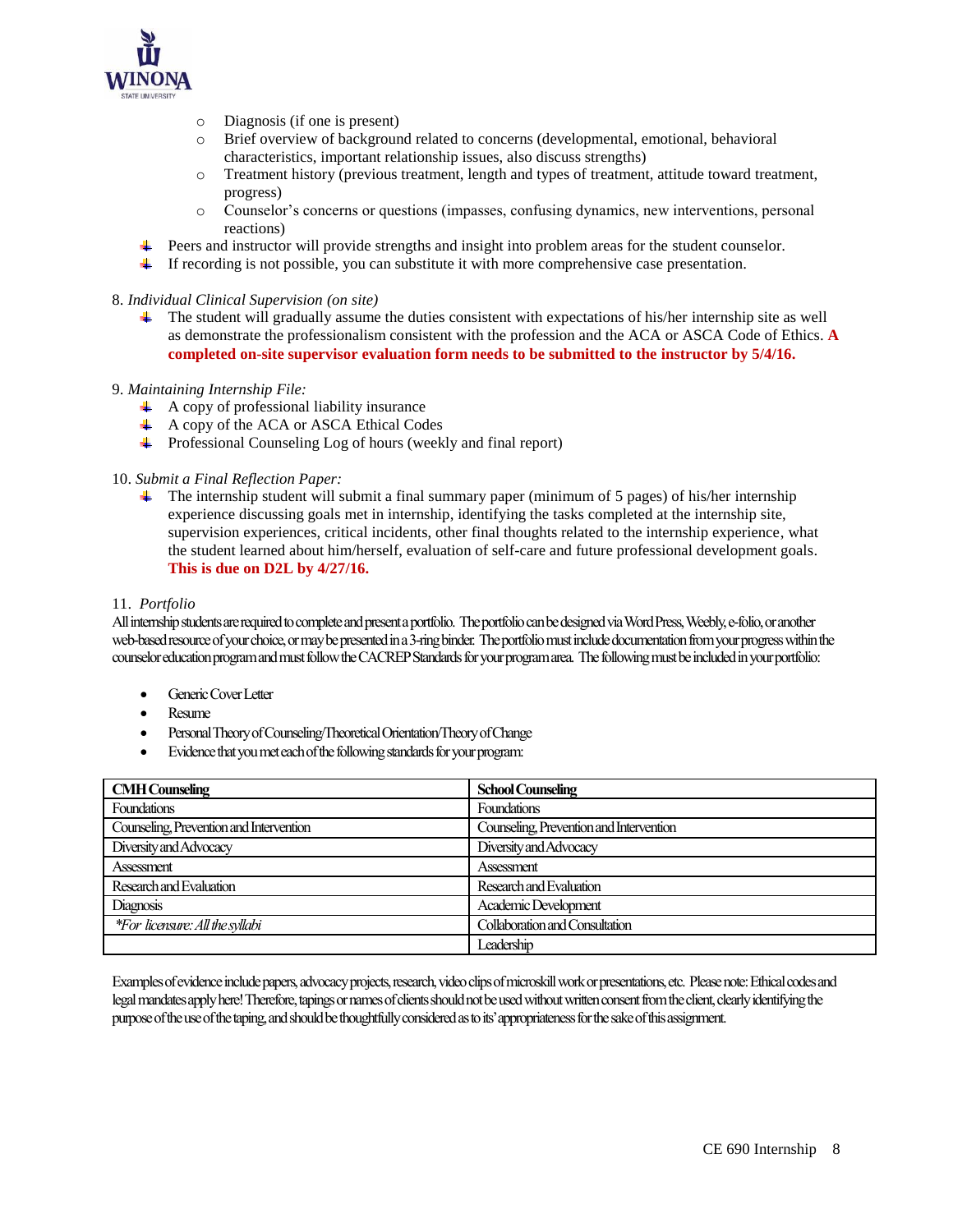- Diagnosis (if one is present)
  - Brief overview of background related to concerns (developmental, emotional, behavioral characteristics, important relationship issues, also discuss strengths)
  - Treatment history (previous treatment, length and types of treatment, attitude toward treatment, progress)
  - Counselor's concerns or questions (impasses, confusing dynamics, new interventions, personal reactions)
- Peers and instructor will provide strengths and insight into problem areas for the student counselor.
- If recording is not possible, you can substitute it with more comprehensive case presentation.

8. *Individual Clinical Supervision (on site)*
   - The student will gradually assume the duties consistent with expectations of his/her internship site as well as demonstrate the professionalism consistent with the profession and the ACA or ASCA Code of Ethics. **A completed on-site supervisor evaluation form needs to be submitted to the instructor by 5/4/16.**

9. *Maintaining Internship File:*
   - A copy of professional liability insurance
   - A copy of the ACA or ASCA Ethical Codes
   - Professional Counseling Log of hours (weekly and final report)

10. *Submit a Final Reflection Paper:*
    - The internship student will submit a final summary paper (minimum of 5 pages) of his/her internship experience discussing goals met in internship, identifying the tasks completed at the internship site, supervision experiences, critical incidents, other final thoughts related to the internship experience, what the student learned about him/herself, evaluation of self-care and future professional development goals. **This is due on D2L by 4/27/16.**

11. *Portfolio*

All internship students are required to complete and present a portfolio. The portfolio can be designed via Word Press, Weebly, e-folio, or another web-based resource of your choice, or may be presented in a 3-ring binder. The portfolio must include documentation from your progress within the counselor education program and must follow the CACREP Standards for your program area. The following must be included in your portfolio:

- Generic Cover Letter
- Resume
- Personal Theory of Counseling/Theoretical Orientation/Theory of Change
- Evidence that you met each of the following standards for your program:

| **CMH Counseling** | **School Counseling** |
|---|---|
| Foundations | Foundations |
| Counseling, Prevention and Intervention | Counseling, Prevention and Intervention |
| Diversity and Advocacy | Diversity and Advocacy |
| Assessment | Assessment |
| Research and Evaluation | Research and Evaluation |
| Diagnosis | Academic Development |
| *\*For licensure: All the syllabi* | Collaboration and Consultation |
| | Leadership |

Examples of evidence include papers, advocacy projects, research, video clips of microskill work or presentations, etc. Please note: Ethical codes and legal mandates apply here! Therefore, tapings or names of clients should not be used without written consent from the client, clearly identifying the purpose of the use of the taping, and should be thoughtfully considered as to its' appropriateness for the sake of this assignment.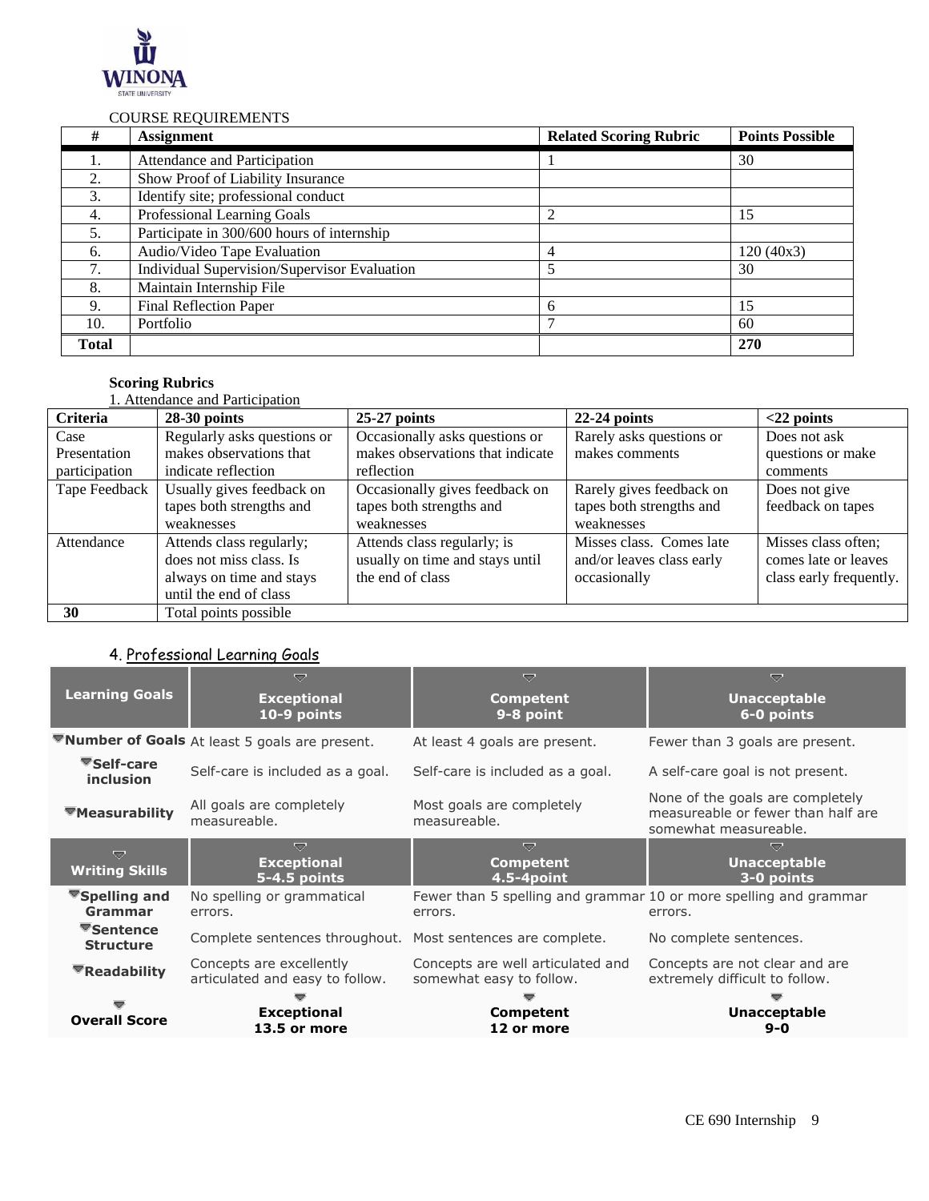COURSE REQUIREMENTS

| # | Assignment | Related Scoring Rubric | Points Possible |
|---|---|---|---|
| 1. | Attendance and Participation | 1 | 30 |
| 2. | Show Proof of Liability Insurance | | |
| 3. | Identify site; professional conduct | | |
| 4. | Professional Learning Goals | 2 | 15 |
| 5. | Participate in 300/600 hours of internship | | |
| 6. | Audio/Video Tape Evaluation | 4 | 120 (40x3) |
| 7. | Individual Supervision/Supervisor Evaluation | 5 | 30 |
| 8. | Maintain Internship File | | |
| 9. | Final Reflection Paper | 6 | 15 |
| 10. | Portfolio | 7 | 60 |
| **Total** | | | **270** |

**Scoring Rubrics**

1. Attendance and Participation

| Criteria | 28-30 points | 25-27 points | 22-24 points | <22 points |
|---|---|---|---|---|
| Case Presentation participation | Regularly asks questions or makes observations that indicate reflection | Occasionally asks questions or makes observations that indicate reflection | Rarely asks questions or makes comments | Does not ask questions or make comments |
| Tape Feedback | Usually gives feedback on tapes both strengths and weaknesses | Occasionally gives feedback on tapes both strengths and weaknesses | Rarely gives feedback on tapes both strengths and weaknesses | Does not give feedback on tapes |
| Attendance | Attends class regularly; does not miss class. Is always on time and stays until the end of class | Attends class regularly; is usually on time and stays until the end of class | Misses class. Comes late and/or leaves class early occasionally | Misses class often; comes late or leaves class early frequently. |
| **30** | Total points possible | | | |

4. Professional Learning Goals

| Learning Goals | Exceptional 10-9 points | Competent 9-8 point | Unacceptable 6-0 points |
|---|---|---|---|
| Number of Goals | At least 5 goals are present. | At least 4 goals are present. | Fewer than 3 goals are present. |
| Self-care inclusion | Self-care is included as a goal. | Self-care is included as a goal. | A self-care goal is not present. |
| Measurability | All goals are completely measureable. | Most goals are completely measureable. | None of the goals are completely measureable or fewer than half are somewhat measureable. |
| **Writing Skills** | **Exceptional 5-4.5 points** | **Competent 4.5-4point** | **Unacceptable 3-0 points** |
| Spelling and Grammar | No spelling or grammatical errors. | Fewer than 5 spelling and grammar errors. | 10 or more spelling and grammar errors. |
| Sentence Structure | Complete sentences throughout. | Most sentences are complete. | No complete sentences. |
| Readability | Concepts are excellently articulated and easy to follow. | Concepts are well articulated and somewhat easy to follow. | Concepts are not clear and are extremely difficult to follow. |
| **Overall Score** | **Exceptional 13.5 or more** | **Competent 12 or more** | **Unacceptable 9-0** |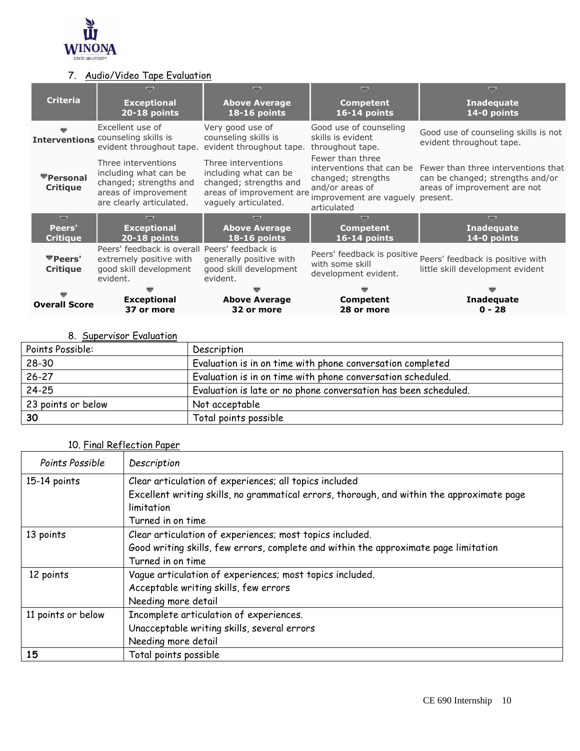7. Audio/Video Tape Evaluation

| Criteria | Exceptional 20-18 points | Above Average 18-16 points | Competent 16-14 points | Inadequate 14-0 points |
|---|---|---|---|---|
| Interventions | Excellent use of counseling skills is evident throughout tape. | Very good use of counseling skills is evident throughout tape. | Good use of counseling skills is evident throughout tape. | Good use of counseling skills is not evident throughout tape. |
| Personal Critique | Three interventions including what can be changed; strengths and areas of improvement are clearly articulated. | Three interventions including what can be changed; strengths and areas of improvement are vaguely articulated. | Fewer than three interventions that can be changed; strengths and/or areas of improvement are vaguely articulated | Fewer than three interventions that can be changed; strengths and/or areas of improvement are not present. |
| Peers' Critique | Exceptional 20-18 points | Above Average 18-16 points | Competent 16-14 points | Inadequate 14-0 points |
| Peers' Critique | Peers' feedback is overall extremely positive with good skill development evident. | Peers' feedback is generally positive with good skill development evident. | Peers' feedback is positive with some skill development evident. | Peers' feedback is positive with little skill development evident |
| Overall Score | Exceptional 37 or more | Above Average 32 or more | Competent 28 or more | Inadequate 0 - 28 |

8. Supervisor Evaluation

| Points Possible: | Description |
|---|---|
| 28-30 | Evaluation is in on time with phone conversation completed |
| 26-27 | Evaluation is in on time with phone conversation scheduled. |
| 24-25 | Evaluation is late or no phone conversation has been scheduled. |
| 23 points or below | Not acceptable |
| **30** | Total points possible |

10. Final Reflection Paper

| *Points Possible* | *Description* |
|---|---|
| 15-14 points | Clear articulation of experiences; all topics included<br>Excellent writing skills, no grammatical errors, thorough, and within the approximate page limitation<br>Turned in on time |
| 13 points | Clear articulation of experiences; most topics included.<br>Good writing skills, few errors, complete and within the approximate page limitation<br>Turned in on time |
| 12 points | Vague articulation of experiences; most topics included.<br>Acceptable writing skills, few errors<br>Needing more detail |
| 11 points or below | Incomplete articulation of experiences.<br>Unacceptable writing skills, several errors<br>Needing more detail |
| **15** | Total points possible |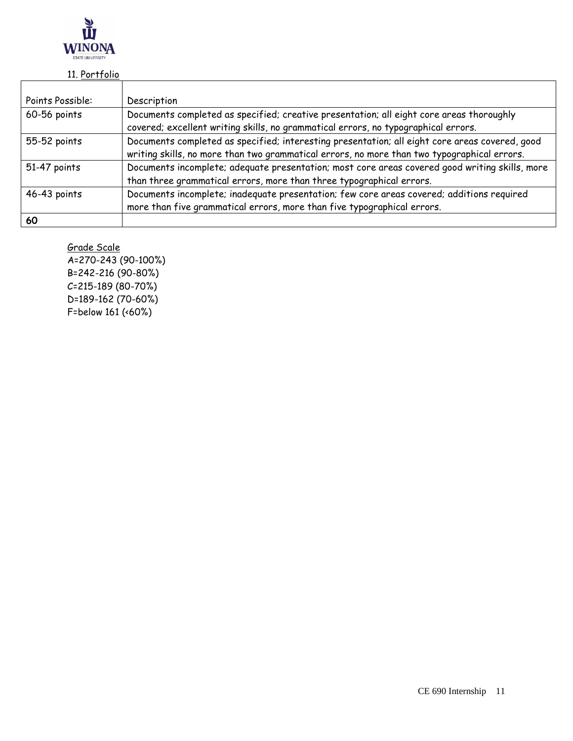11. Portfolio

| Points Possible: | Description |
|---|---|
| 60-56 points | Documents completed as specified; creative presentation; all eight core areas thoroughly covered; excellent writing skills, no grammatical errors, no typographical errors. |
| 55-52 points | Documents completed as specified; interesting presentation; all eight core areas covered, good writing skills, no more than two grammatical errors, no more than two typographical errors. |
| 51-47 points | Documents incomplete; adequate presentation; most core areas covered good writing skills, more than three grammatical errors, more than three typographical errors. |
| 46-43 points | Documents incomplete; inadequate presentation; few core areas covered; additions required more than five grammatical errors, more than five typographical errors. |
| **60** | |

Grade Scale
A=270-243 (90-100%)
B=242-216 (90-80%)
C=215-189 (80-70%)
D=189-162 (70-60%)
F=below 161 (<60%)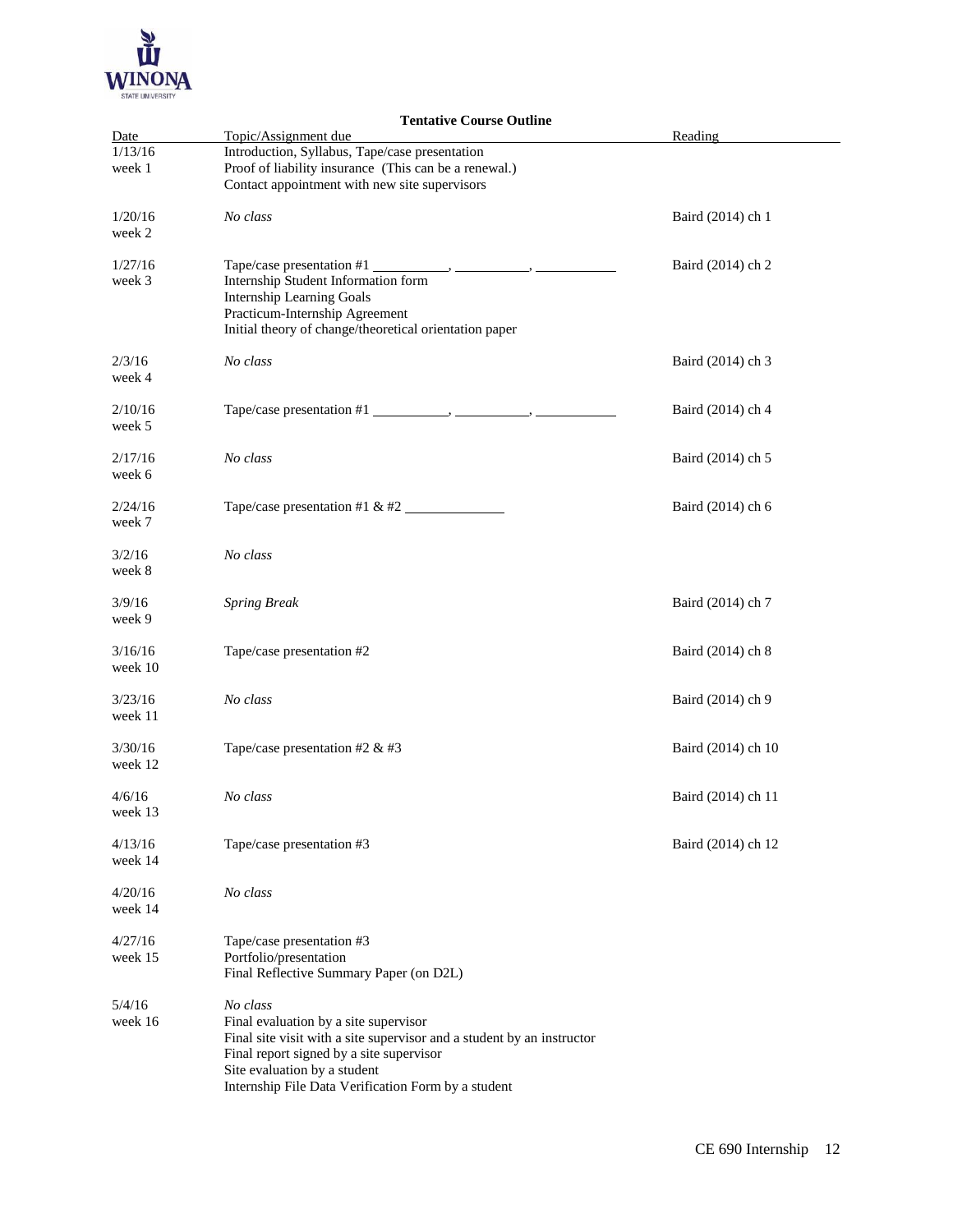**Tentative Course Outline**

| Date | Topic/Assignment due | Reading |
|---|---|---|
| 1/13/16<br>week 1 | Introduction, Syllabus, Tape/case presentation<br>Proof of liability insurance (This can be a renewal.)<br>Contact appointment with new site supervisors | |
| 1/20/16<br>week 2 | *No class* | Baird (2014) ch 1 |
| 1/27/16<br>week 3 | Tape/case presentation #1 __________, __________, __________<br>Internship Student Information form<br>Internship Learning Goals<br>Practicum-Internship Agreement<br>Initial theory of change/theoretical orientation paper | Baird (2014) ch 2 |
| 2/3/16<br>week 4 | *No class* | Baird (2014) ch 3 |
| 2/10/16<br>week 5 | Tape/case presentation #1 __________, __________, __________ | Baird (2014) ch 4 |
| 2/17/16<br>week 6 | *No class* | Baird (2014) ch 5 |
| 2/24/16<br>week 7 | Tape/case presentation #1 & #2 ______________ | Baird (2014) ch 6 |
| 3/2/16<br>week 8 | *No class* | |
| 3/9/16<br>week 9 | *Spring Break* | Baird (2014) ch 7 |
| 3/16/16<br>week 10 | Tape/case presentation #2 | Baird (2014) ch 8 |
| 3/23/16<br>week 11 | *No class* | Baird (2014) ch 9 |
| 3/30/16<br>week 12 | Tape/case presentation #2 & #3 | Baird (2014) ch 10 |
| 4/6/16<br>week 13 | *No class* | Baird (2014) ch 11 |
| 4/13/16<br>week 14 | Tape/case presentation #3 | Baird (2014) ch 12 |
| 4/20/16<br>week 14 | *No class* | |
| 4/27/16<br>week 15 | Tape/case presentation #3<br>Portfolio/presentation<br>Final Reflective Summary Paper (on D2L) | |
| 5/4/16<br>week 16 | *No class*<br>Final evaluation by a site supervisor<br>Final site visit with a site supervisor and a student by an instructor<br>Final report signed by a site supervisor<br>Site evaluation by a student<br>Internship File Data Verification Form by a student | |